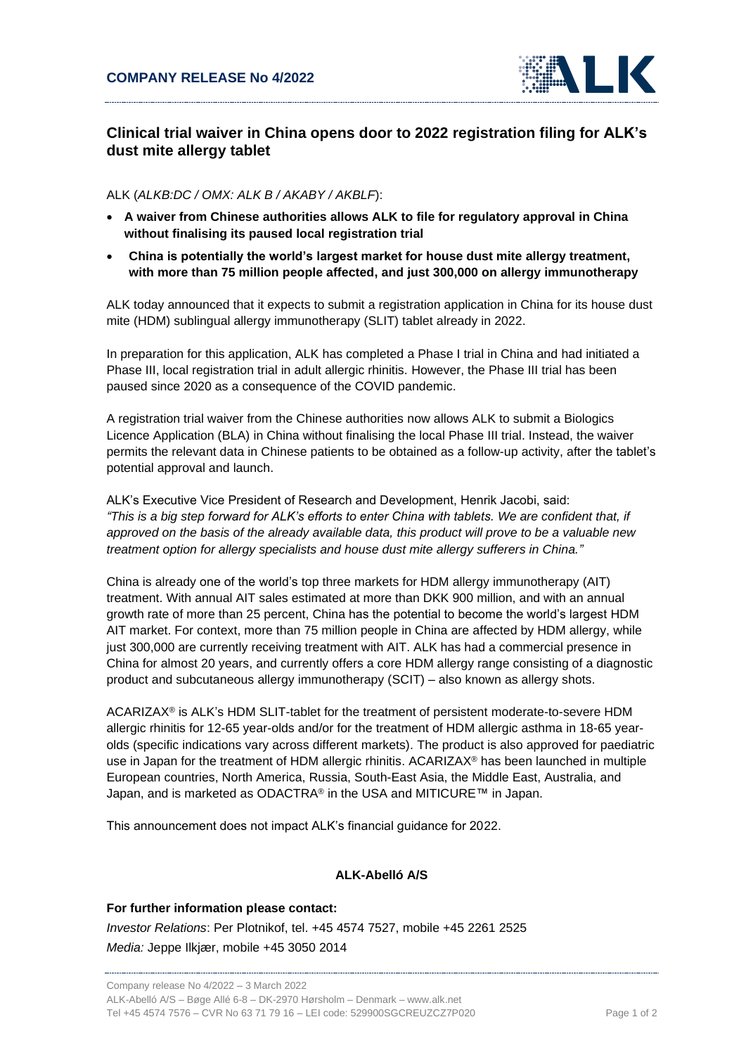**COMPANY RELEASE No 4/2022**

# Clinical trial waiver in China opens door to 2022 registration filing for ALK's dust mite allergy tablet

ALK (*ALKB:DC / OMX: ALK B / AKABY / AKBLF*):

- **A waiver from Chinese authorities allows ALK to file for regulatory approval in China without finalising its paused local registration trial**
- **China is potentially the world's largest market for house dust mite allergy treatment, with more than 75 million people affected, and just 300,000 on allergy immunotherapy**

ALK today announced that it expects to submit a registration application in China for its house dust mite (HDM) sublingual allergy immunotherapy (SLIT) tablet already in 2022.

In preparation for this application, ALK has completed a Phase I trial in China and had initiated a Phase III, local registration trial in adult allergic rhinitis. However, the Phase III trial has been paused since 2020 as a consequence of the COVID pandemic.

A registration trial waiver from the Chinese authorities now allows ALK to submit a Biologics Licence Application (BLA) in China without finalising the local Phase III trial. Instead, the waiver permits the relevant data in Chinese patients to be obtained as a follow-up activity, after the tablet's potential approval and launch.

ALK's Executive Vice President of Research and Development, Henrik Jacobi, said:
*"This is a big step forward for ALK's efforts to enter China with tablets. We are confident that, if approved on the basis of the already available data, this product will prove to be a valuable new treatment option for allergy specialists and house dust mite allergy sufferers in China."*

China is already one of the world's top three markets for HDM allergy immunotherapy (AIT) treatment. With annual AIT sales estimated at more than DKK 900 million, and with an annual growth rate of more than 25 percent, China has the potential to become the world's largest HDM AIT market. For context, more than 75 million people in China are affected by HDM allergy, while just 300,000 are currently receiving treatment with AIT. ALK has had a commercial presence in China for almost 20 years, and currently offers a core HDM allergy range consisting of a diagnostic product and subcutaneous allergy immunotherapy (SCIT) – also known as allergy shots.

ACARIZAX® is ALK's HDM SLIT-tablet for the treatment of persistent moderate-to-severe HDM allergic rhinitis for 12-65 year-olds and/or for the treatment of HDM allergic asthma in 18-65 year-olds (specific indications vary across different markets). The product is also approved for paediatric use in Japan for the treatment of HDM allergic rhinitis. ACARIZAX® has been launched in multiple European countries, North America, Russia, South-East Asia, the Middle East, Australia, and Japan, and is marketed as ODACTRA® in the USA and MITICURE™ in Japan.

This announcement does not impact ALK's financial guidance for 2022.

**ALK-Abelló A/S**

**For further information please contact:**

*Investor Relations*: Per Plotnikof, tel. +45 4574 7527, mobile +45 2261 2525

*Media:* Jeppe Ilkjær, mobile +45 3050 2014

Company release No 4/2022 – 3 March 2022
ALK-Abelló A/S – Bøge Allé 6-8 – DK-2970 Hørsholm – Denmark – www.alk.net
Tel +45 4574 7576 – CVR No 63 71 79 16 – LEI code: 529900SGCREUZCZ7P020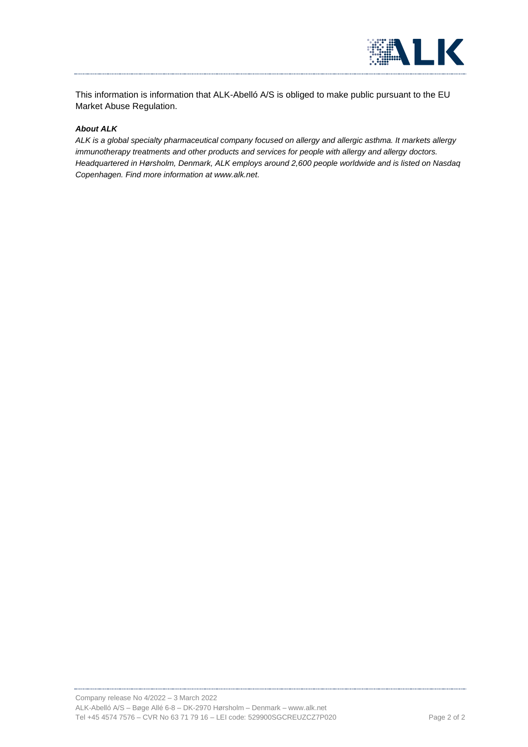This information is information that ALK-Abelló A/S is obliged to make public pursuant to the EU Market Abuse Regulation.

***About ALK***

*ALK is a global specialty pharmaceutical company focused on allergy and allergic asthma. It markets allergy immunotherapy treatments and other products and services for people with allergy and allergy doctors. Headquartered in Hørsholm, Denmark, ALK employs around 2,600 people worldwide and is listed on Nasdaq Copenhagen. Find more information at www.alk.net.*